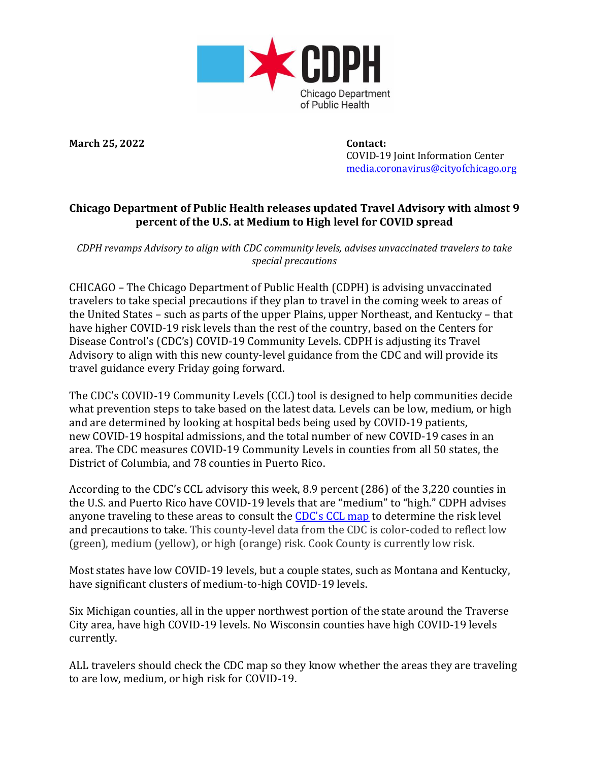CDPH Chicago Department of Public Health

**March 25, 2022**

**Contact:**
COVID-19 Joint Information Center
media.coronavirus@cityofchicago.org

## Chicago Department of Public Health releases updated Travel Advisory with almost 9 percent of the U.S. at Medium to High level for COVID spread

*CDPH revamps Advisory to align with CDC community levels, advises unvaccinated travelers to take special precautions*

CHICAGO – The Chicago Department of Public Health (CDPH) is advising unvaccinated travelers to take special precautions if they plan to travel in the coming week to areas of the United States – such as parts of the upper Plains, upper Northeast, and Kentucky – that have higher COVID-19 risk levels than the rest of the country, based on the Centers for Disease Control's (CDC's) COVID-19 Community Levels. CDPH is adjusting its Travel Advisory to align with this new county-level guidance from the CDC and will provide its travel guidance every Friday going forward.

The CDC's COVID-19 Community Levels (CCL) tool is designed to help communities decide what prevention steps to take based on the latest data. Levels can be low, medium, or high and are determined by looking at hospital beds being used by COVID-19 patients, new COVID-19 hospital admissions, and the total number of new COVID-19 cases in an area. The CDC measures COVID-19 Community Levels in counties from all 50 states, the District of Columbia, and 78 counties in Puerto Rico.

According to the CDC's CCL advisory this week, 8.9 percent (286) of the 3,220 counties in the U.S. and Puerto Rico have COVID-19 levels that are "medium" to "high." CDPH advises anyone traveling to these areas to consult the CDC's CCL map to determine the risk level and precautions to take. This county-level data from the CDC is color-coded to reflect low (green), medium (yellow), or high (orange) risk. Cook County is currently low risk.

Most states have low COVID-19 levels, but a couple states, such as Montana and Kentucky, have significant clusters of medium-to-high COVID-19 levels.

Six Michigan counties, all in the upper northwest portion of the state around the Traverse City area, have high COVID-19 levels. No Wisconsin counties have high COVID-19 levels currently.

ALL travelers should check the CDC map so they know whether the areas they are traveling to are low, medium, or high risk for COVID-19.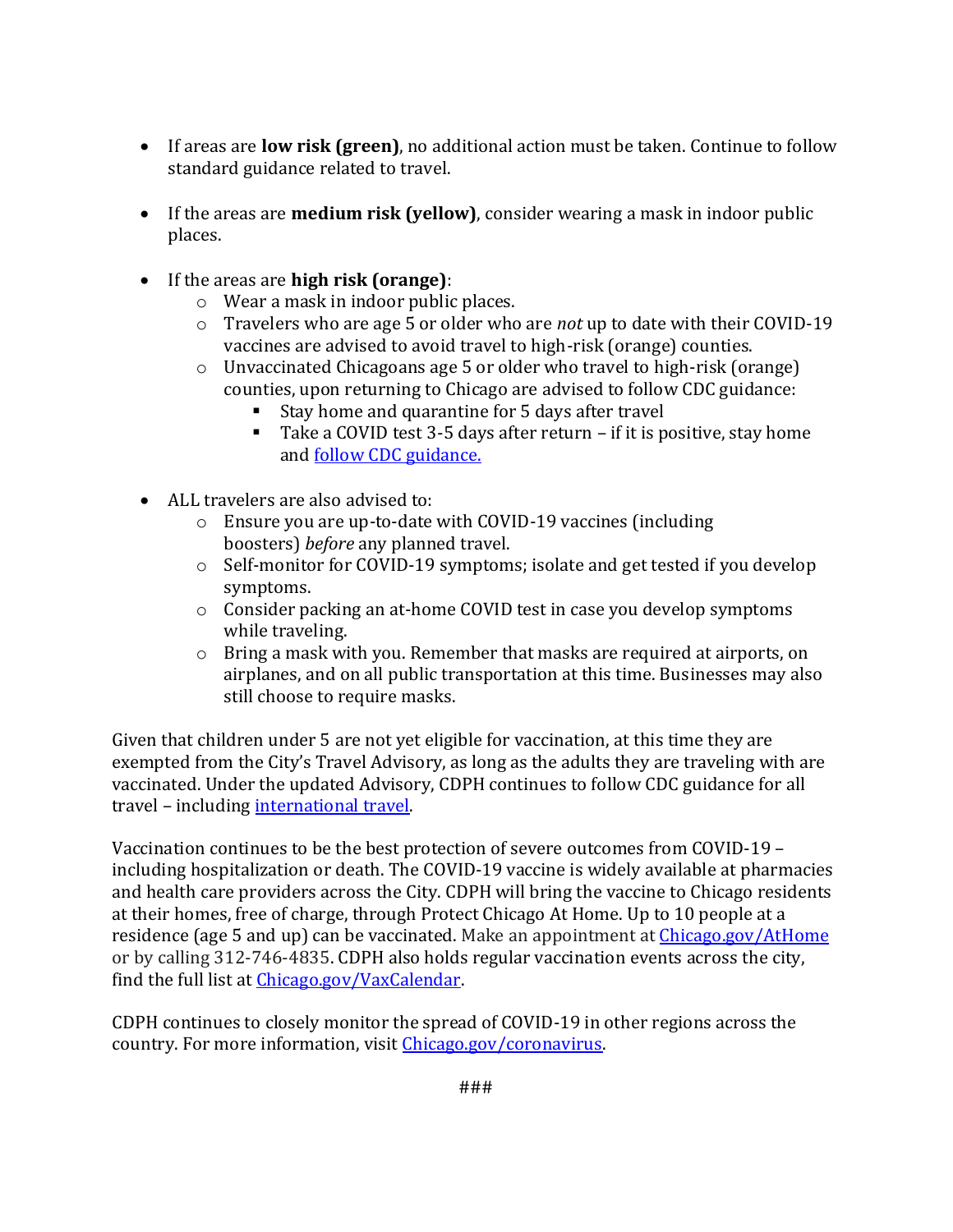- If areas are **low risk (green)**, no additional action must be taken. Continue to follow standard guidance related to travel.

- If the areas are **medium risk (yellow)**, consider wearing a mask in indoor public places.

- If the areas are **high risk (orange)**:
  - Wear a mask in indoor public places.
  - Travelers who are age 5 or older who are *not* up to date with their COVID-19 vaccines are advised to avoid travel to high-risk (orange) counties.
  - Unvaccinated Chicagoans age 5 or older who travel to high-risk (orange) counties, upon returning to Chicago are advised to follow CDC guidance:
    - Stay home and quarantine for 5 days after travel
    - Take a COVID test 3-5 days after return – if it is positive, stay home and [follow CDC guidance.]

- ALL travelers are also advised to:
  - Ensure you are up-to-date with COVID-19 vaccines (including boosters) *before* any planned travel.
  - Self-monitor for COVID-19 symptoms; isolate and get tested if you develop symptoms.
  - Consider packing an at-home COVID test in case you develop symptoms while traveling.
  - Bring a mask with you. Remember that masks are required at airports, on airplanes, and on all public transportation at this time. Businesses may also still choose to require masks.

Given that children under 5 are not yet eligible for vaccination, at this time they are exempted from the City's Travel Advisory, as long as the adults they are traveling with are vaccinated. Under the updated Advisory, CDPH continues to follow CDC guidance for all travel – including [international travel].

Vaccination continues to be the best protection of severe outcomes from COVID-19 – including hospitalization or death. The COVID-19 vaccine is widely available at pharmacies and health care providers across the City. CDPH will bring the vaccine to Chicago residents at their homes, free of charge, through Protect Chicago At Home. Up to 10 people at a residence (age 5 and up) can be vaccinated. Make an appointment at [Chicago.gov/AtHome] or by calling 312-746-4835. CDPH also holds regular vaccination events across the city, find the full list at [Chicago.gov/VaxCalendar].

CDPH continues to closely monitor the spread of COVID-19 in other regions across the country. For more information, visit [Chicago.gov/coronavirus].

###